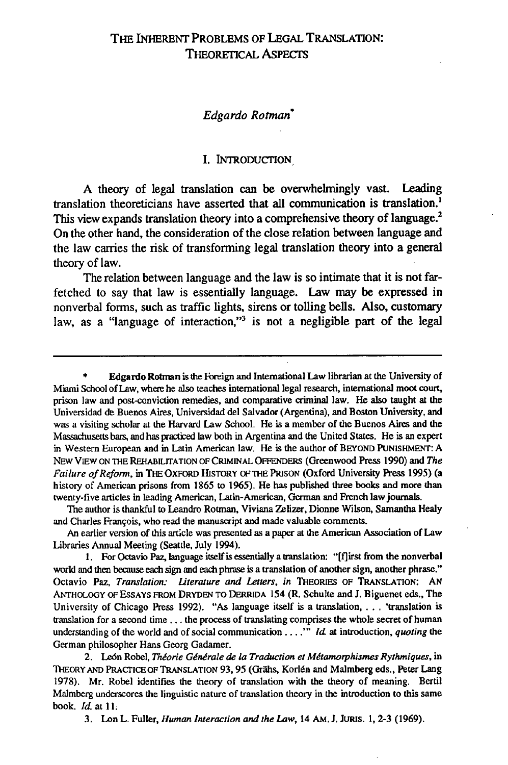# THE INHERENT PROBLEMS OF LEGAL TRANSLATION: THEORETICAL ASPECTS

*Edgardo Rotman*[*]

## I. INTRODUCTION

A theory of legal translation can be overwhelmingly vast. Leading translation theoreticians have asserted that all communication is translation.[1] This view expands translation theory into a comprehensive theory of language.[2] On the other hand, the consideration of the close relation between language and the law carries the risk of transforming legal translation theory into a general theory of law.

The relation between language and the law is so intimate that it is not far-fetched to say that law is essentially language. Law may be expressed in nonverbal forms, such as traffic lights, sirens or tolling bells. Also, customary law, as a "language of interaction,"[3] is not a negligible part of the legal

---

\* **Edgardo Rotman** is the Foreign and International Law librarian at the University of Miami School of Law, where he also teaches international legal research, international moot court, prison law and post-conviction remedies, and comparative criminal law. He also taught at the Universidad de Buenos Aires, Universidad del Salvador (Argentina), and Boston University, and was a visiting scholar at the Harvard Law School. He is a member of the Buenos Aires and the Massachusetts bars, and has practiced law both in Argentina and the United States. He is an expert in Western European and in Latin American law. He is the author of BEYOND PUNISHMENT: A NEW VIEW ON THE REHABILITATION OF CRIMINAL OFFENDERS (Greenwood Press 1990) and *The Failure of Reform*, in THE OXFORD HISTORY OF THE PRISON (Oxford University Press 1995) (a history of American prisons from 1865 to 1965). He has published three books and more than twenty-five articles in leading American, Latin-American, German and French law journals.

The author is thankful to Leandro Rotman, Viviana Zelizer, Dionne Wilson, Samantha Healy and Charles François, who read the manuscript and made valuable comments.

An earlier version of this article was presented as a paper at the American Association of Law Libraries Annual Meeting (Seattle, July 1994).

1. For Octavio Paz, language itself is essentially a translation: "[f]irst from the nonverbal world and then because each sign and each phrase is a translation of another sign, another phrase." Octavio Paz, *Translation: Literature and Letters*, *in* THEORIES OF TRANSLATION: AN ANTHOLOGY OF ESSAYS FROM DRYDEN TO DERRIDA 154 (R. Schulte and J. Biguenet eds., The University of Chicago Press 1992). "As language itself is a translation, . . . 'translation is translation for a second time . . . the process of translating comprises the whole secret of human understanding of the world and of social communication . . . .'" *Id.* at introduction, *quoting* the German philosopher Hans Georg Gadamer.

2. León Robel, *Théorie Générale de la Traduction et Métamorphismes Rythmiques*, in THEORY AND PRACTICE OF TRANSLATION 93, 95 (Grähs, Korlén and Malmberg eds., Peter Lang 1978). Mr. Robel identifies the theory of translation with the theory of meaning. Bertil Malmberg underscores the linguistic nature of translation theory in the introduction to this same book. *Id.* at 11.

3. Lon L. Fuller, *Human Interaction and the Law*, 14 AM. J. JURIS. 1, 2-3 (1969).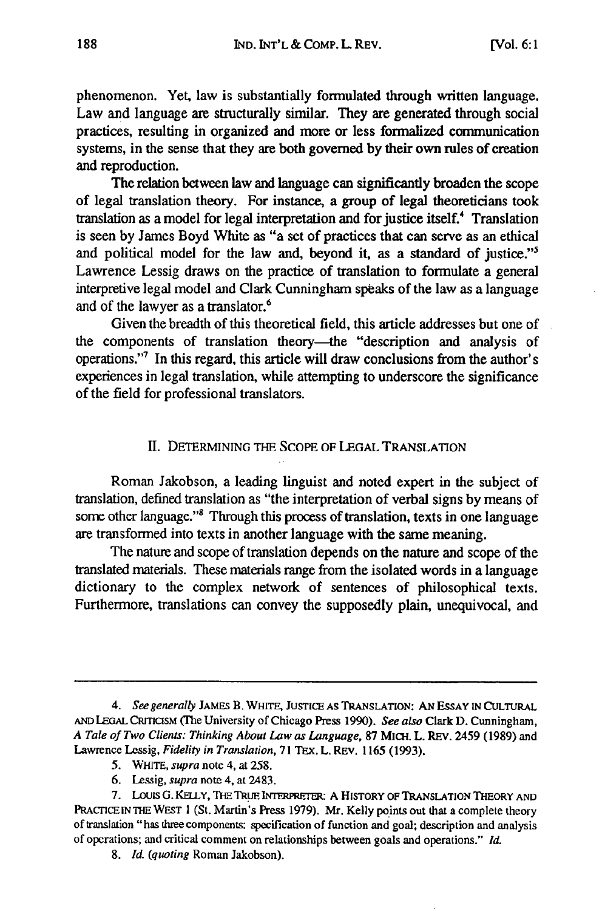phenomenon. Yet, law is substantially formulated through written language. Law and language are structurally similar. They are generated through social practices, resulting in organized and more or less formalized communication systems, in the sense that they are both governed by their own rules of creation and reproduction.

The relation between law and language can significantly broaden the scope of legal translation theory. For instance, a group of legal theoreticians took translation as a model for legal interpretation and for justice itself.[4] Translation is seen by James Boyd White as "a set of practices that can serve as an ethical and political model for the law and, beyond it, as a standard of justice."[5] Lawrence Lessig draws on the practice of translation to formulate a general interpretive legal model and Clark Cunningham speaks of the law as a language and of the lawyer as a translator.[6]

Given the breadth of this theoretical field, this article addresses but one of the components of translation theory—the "description and analysis of operations."[7] In this regard, this article will draw conclusions from the author's experiences in legal translation, while attempting to underscore the significance of the field for professional translators.

## II. Determining the Scope of Legal Translation

Roman Jakobson, a leading linguist and noted expert in the subject of translation, defined translation as "the interpretation of verbal signs by means of some other language."[8] Through this process of translation, texts in one language are transformed into texts in another language with the same meaning.

The nature and scope of translation depends on the nature and scope of the translated materials. These materials range from the isolated words in a language dictionary to the complex network of sentences of philosophical texts. Furthermore, translations can convey the supposedly plain, unequivocal, and

---

4. *See generally* JAMES B. WHITE, JUSTICE AS TRANSLATION: AN ESSAY IN CULTURAL AND LEGAL CRITICISM (The University of Chicago Press 1990). *See also* Clark D. Cunningham, *A Tale of Two Clients: Thinking About Law as Language*, 87 MICH. L. REV. 2459 (1989) and Lawrence Lessig, *Fidelity in Translation*, 71 TEX. L. REV. 1165 (1993).

5. WHITE, *supra* note 4, at 258.

6. Lessig, *supra* note 4, at 2483.

7. LOUIS G. KELLY, THE TRUE INTERPRETER: A HISTORY OF TRANSLATION THEORY AND PRACTICE IN THE WEST 1 (St. Martin's Press 1979). Mr. Kelly points out that a complete theory of translation "has three components: specification of function and goal; description and analysis of operations; and critical comment on relationships between goals and operations." *Id.*

8. *Id.* (*quoting* Roman Jakobson).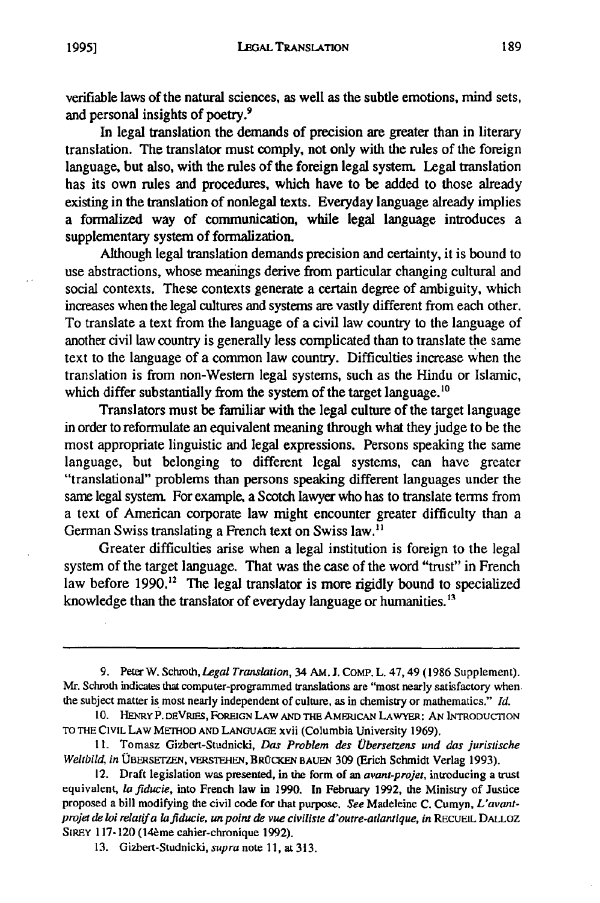verifiable laws of the natural sciences, as well as the subtle emotions, mind sets, and personal insights of poetry.[9]

In legal translation the demands of precision are greater than in literary translation. The translator must comply, not only with the rules of the foreign language, but also, with the rules of the foreign legal system. Legal translation has its own rules and procedures, which have to be added to those already existing in the translation of nonlegal texts. Everyday language already implies a formalized way of communication, while legal language introduces a supplementary system of formalization.

Although legal translation demands precision and certainty, it is bound to use abstractions, whose meanings derive from particular changing cultural and social contexts. These contexts generate a certain degree of ambiguity, which increases when the legal cultures and systems are vastly different from each other. To translate a text from the language of a civil law country to the language of another civil law country is generally less complicated than to translate the same text to the language of a common law country. Difficulties increase when the translation is from non-Western legal systems, such as the Hindu or Islamic, which differ substantially from the system of the target language.[10]

Translators must be familiar with the legal culture of the target language in order to reformulate an equivalent meaning through what they judge to be the most appropriate linguistic and legal expressions. Persons speaking the same language, but belonging to different legal systems, can have greater "translational" problems than persons speaking different languages under the same legal system. For example, a Scotch lawyer who has to translate terms from a text of American corporate law might encounter greater difficulty than a German Swiss translating a French text on Swiss law.[11]

Greater difficulties arise when a legal institution is foreign to the legal system of the target language. That was the case of the word "trust" in French law before 1990.[12] The legal translator is more rigidly bound to specialized knowledge than the translator of everyday language or humanities.[13]

---

9. Peter W. Schroth, *Legal Translation*, 34 AM. J. COMP. L. 47, 49 (1986 Supplement). Mr. Schroth indicates that computer-programmed translations are "most nearly satisfactory when the subject matter is most nearly independent of culture, as in chemistry or mathematics." *Id.*

10. HENRY P. DEVRIES, FOREIGN LAW AND THE AMERICAN LAWYER: AN INTRODUCTION TO THE CIVIL LAW METHOD AND LANGUAGE xvii (Columbia University 1969).

11. Tomasz Gizbert-Studnicki, *Das Problem des Übersetzens und das juristische Weltbild*, *in* ÜBERSETZEN, VERSTEHEN, BRÜCKEN BAUEN 309 (Erich Schmidt Verlag 1993).

12. Draft legislation was presented, in the form of an *avant-projet*, introducing a trust equivalent, *la fiducie*, into French law in 1990. In February 1992, the Ministry of Justice proposed a bill modifying the civil code for that purpose. *See* Madeleine C. Cumyn, *L'avant-projet de loi relatif a la fiducie, un point de vue civiliste d'outre-atlantique*, *in* RECUEIL DALLOZ SIREY 117-120 (14ème cahier-chronique 1992).

13. Gizbert-Studnicki, *supra* note 11, at 313.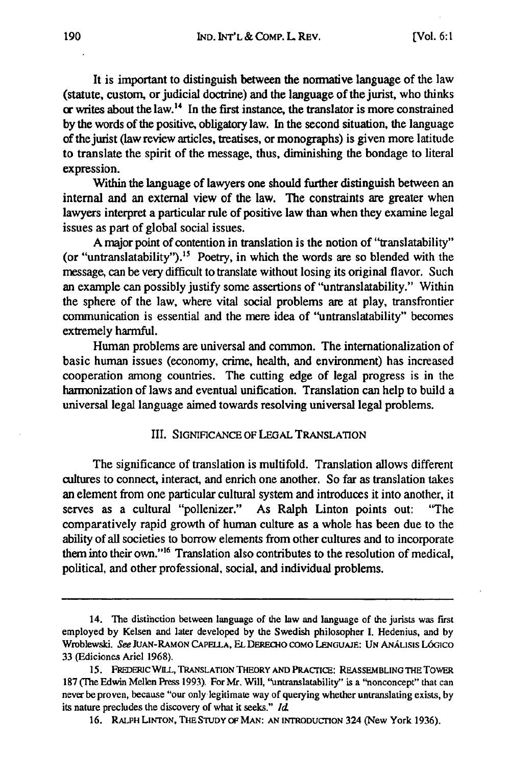It is important to distinguish between the normative language of the law (statute, custom, or judicial doctrine) and the language of the jurist, who thinks or writes about the law.[14] In the first instance, the translator is more constrained by the words of the positive, obligatory law. In the second situation, the language of the jurist (law review articles, treatises, or monographs) is given more latitude to translate the spirit of the message, thus, diminishing the bondage to literal expression.

Within the language of lawyers one should further distinguish between an internal and an external view of the law. The constraints are greater when lawyers interpret a particular rule of positive law than when they examine legal issues as part of global social issues.

A major point of contention in translation is the notion of "translatability" (or "untranslatability").[15] Poetry, in which the words are so blended with the message, can be very difficult to translate without losing its original flavor. Such an example can possibly justify some assertions of "untranslatability." Within the sphere of the law, where vital social problems are at play, transfrontier communication is essential and the mere idea of "untranslatability" becomes extremely harmful.

Human problems are universal and common. The internationalization of basic human issues (economy, crime, health, and environment) has increased cooperation among countries. The cutting edge of legal progress is in the harmonization of laws and eventual unification. Translation can help to build a universal legal language aimed towards resolving universal legal problems.

## III. Significance of Legal Translation

The significance of translation is multifold. Translation allows different cultures to connect, interact, and enrich one another. So far as translation takes an element from one particular cultural system and introduces it into another, it serves as a cultural "pollenizer." As Ralph Linton points out: "The comparatively rapid growth of human culture as a whole has been due to the ability of all societies to borrow elements from other cultures and to incorporate them into their own."[16] Translation also contributes to the resolution of medical, political, and other professional, social, and individual problems.

---

14. The distinction between language of the law and language of the jurists was first employed by Kelsen and later developed by the Swedish philosopher I. Hedenius, and by Wroblewski. *See* Juan-Ramon Capella, El Derecho como Lenguaje: Un Análisis Lógico 33 (Ediciones Ariel 1968).

15. Frederic Will, Translation Theory and Practice: Reassembling the Tower 187 (The Edwin Mellen Press 1993). For Mr. Will, "untranslatability" is a "nonconcept" that can never be proven, because "our only legitimate way of querying whether untranslating exists, by its nature precludes the discovery of what it seeks." *Id.*

16. Ralph Linton, The Study of Man: An Introduction 324 (New York 1936).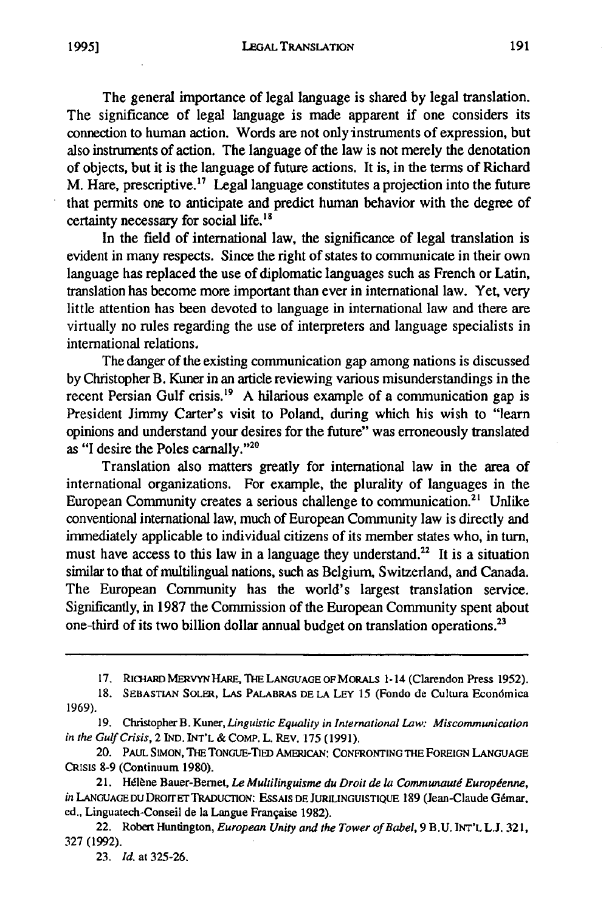The general importance of legal language is shared by legal translation. The significance of legal language is made apparent if one considers its connection to human action. Words are not only instruments of expression, but also instruments of action. The language of the law is not merely the denotation of objects, but it is the language of future actions. It is, in the terms of Richard M. Hare, prescriptive.[17] Legal language constitutes a projection into the future that permits one to anticipate and predict human behavior with the degree of certainty necessary for social life.[18]

In the field of international law, the significance of legal translation is evident in many respects. Since the right of states to communicate in their own language has replaced the use of diplomatic languages such as French or Latin, translation has become more important than ever in international law. Yet, very little attention has been devoted to language in international law and there are virtually no rules regarding the use of interpreters and language specialists in international relations.

The danger of the existing communication gap among nations is discussed by Christopher B. Kuner in an article reviewing various misunderstandings in the recent Persian Gulf crisis.[19] A hilarious example of a communication gap is President Jimmy Carter's visit to Poland, during which his wish to "learn opinions and understand your desires for the future" was erroneously translated as "I desire the Poles carnally."[20]

Translation also matters greatly for international law in the area of international organizations. For example, the plurality of languages in the European Community creates a serious challenge to communication.[21] Unlike conventional international law, much of European Community law is directly and immediately applicable to individual citizens of its member states who, in turn, must have access to this law in a language they understand.[22] It is a situation similar to that of multilingual nations, such as Belgium, Switzerland, and Canada. The European Community has the world's largest translation service. Significantly, in 1987 the Commission of the European Community spent about one-third of its two billion dollar annual budget on translation operations.[23]

---

17. RICHARD MERVYN HARE, THE LANGUAGE OF MORALS 1-14 (Clarendon Press 1952).

18. SEBASTIAN SOLER, LAS PALABRAS DE LA LEY 15 (Fondo de Cultura Económica 1969).

19. Christopher B. Kuner, *Linguistic Equality in International Law: Miscommunication in the Gulf Crisis*, 2 IND. INT'L & COMP. L. REV. 175 (1991).

20. PAUL SIMON, THE TONGUE-TIED AMERICAN: CONFRONTING THE FOREIGN LANGUAGE CRISIS 8-9 (Continuum 1980).

21. Hélène Bauer-Bernet, *Le Multilinguisme du Droit de la Communauté Européenne*, *in* LANGUAGE DU DROIT ET TRADUCTION: ESSAIS DE JURILINGUISTIQUE 189 (Jean-Claude Gémar, ed., Linguatech-Conseil de la Langue Française 1982).

22. Robert Huntington, *European Unity and the Tower of Babel*, 9 B.U. INT'L L.J. 321, 327 (1992).

23. *Id.* at 325-26.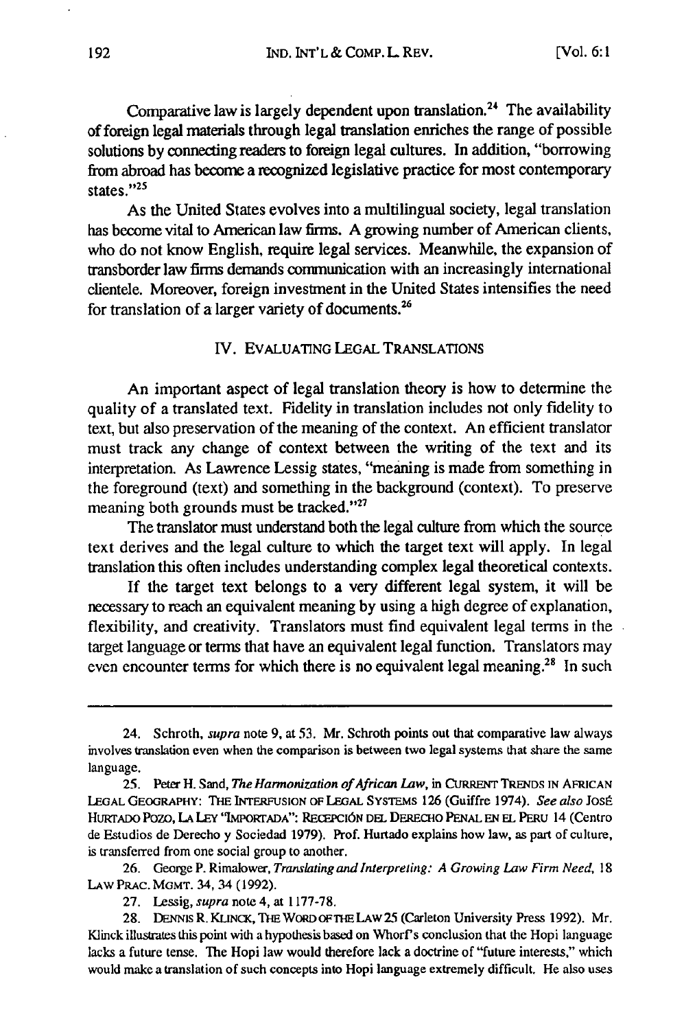Comparative law is largely dependent upon translation.[24] The availability of foreign legal materials through legal translation enriches the range of possible solutions by connecting readers to foreign legal cultures. In addition, "borrowing from abroad has become a recognized legislative practice for most contemporary states."[25]

As the United States evolves into a multilingual society, legal translation has become vital to American law firms. A growing number of American clients, who do not know English, require legal services. Meanwhile, the expansion of transborder law firms demands communication with an increasingly international clientele. Moreover, foreign investment in the United States intensifies the need for translation of a larger variety of documents.[26]

## IV. EVALUATING LEGAL TRANSLATIONS

An important aspect of legal translation theory is how to determine the quality of a translated text. Fidelity in translation includes not only fidelity to text, but also preservation of the meaning of the context. An efficient translator must track any change of context between the writing of the text and its interpretation. As Lawrence Lessig states, "meaning is made from something in the foreground (text) and something in the background (context). To preserve meaning both grounds must be tracked."[27]

The translator must understand both the legal culture from which the source text derives and the legal culture to which the target text will apply. In legal translation this often includes understanding complex legal theoretical contexts.

If the target text belongs to a very different legal system, it will be necessary to reach an equivalent meaning by using a high degree of explanation, flexibility, and creativity. Translators must find equivalent legal terms in the target language or terms that have an equivalent legal function. Translators may even encounter terms for which there is no equivalent legal meaning.[28] In such

---

24. Schroth, *supra* note 9, at 53. Mr. Schroth points out that comparative law always involves translation even when the comparison is between two legal systems that share the same language.

25. Peter H. Sand, *The Harmonization of African Law*, in CURRENT TRENDS IN AFRICAN LEGAL GEOGRAPHY: THE INTERFUSION OF LEGAL SYSTEMS 126 (Guiffre 1974). *See also* JOSÉ HURTADO POZO, LA LEY "IMPORTADA": RECEPCIÓN DEL DERECHO PENAL EN EL PERU 14 (Centro de Estudios de Derecho y Sociedad 1979). Prof. Hurtado explains how law, as part of culture, is transferred from one social group to another.

26. George P. Rimalower, *Translating and Interpreting: A Growing Law Firm Need*, 18 LAW PRAC. MGMT. 34, 34 (1992).

27. Lessig, *supra* note 4, at 1177-78.

28. DENNIS R. KLINCK, THE WORD OF THE LAW 25 (Carleton University Press 1992). Mr. Klinck illustrates this point with a hypothesis based on Whorf's conclusion that the Hopi language lacks a future tense. The Hopi law would therefore lack a doctrine of "future interests," which would make a translation of such concepts into Hopi language extremely difficult. He also uses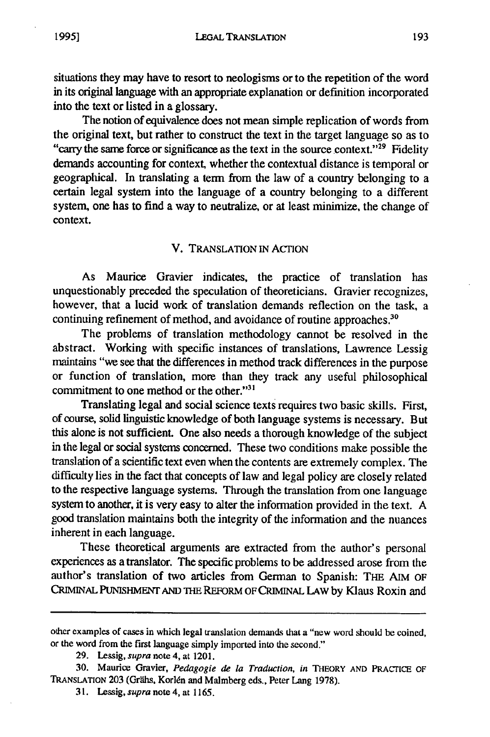situations they may have to resort to neologisms or to the repetition of the word in its original language with an appropriate explanation or definition incorporated into the text or listed in a glossary.

The notion of equivalence does not mean simple replication of words from the original text, but rather to construct the text in the target language so as to "carry the same force or significance as the text in the source context."[29] Fidelity demands accounting for context, whether the contextual distance is temporal or geographical. In translating a term from the law of a country belonging to a certain legal system into the language of a country belonging to a different system, one has to find a way to neutralize, or at least minimize, the change of context.

## V. Translation in Action

As Maurice Gravier indicates, the practice of translation has unquestionably preceded the speculation of theoreticians. Gravier recognizes, however, that a lucid work of translation demands reflection on the task, a continuing refinement of method, and avoidance of routine approaches.[30]

The problems of translation methodology cannot be resolved in the abstract. Working with specific instances of translations, Lawrence Lessig maintains "we see that the differences in method track differences in the purpose or function of translation, more than they track any useful philosophical commitment to one method or the other."[31]

Translating legal and social science texts requires two basic skills. First, of course, solid linguistic knowledge of both language systems is necessary. But this alone is not sufficient. One also needs a thorough knowledge of the subject in the legal or social systems concerned. These two conditions make possible the translation of a scientific text even when the contents are extremely complex. The difficulty lies in the fact that concepts of law and legal policy are closely related to the respective language systems. Through the translation from one language system to another, it is very easy to alter the information provided in the text. A good translation maintains both the integrity of the information and the nuances inherent in each language.

These theoretical arguments are extracted from the author's personal experiences as a translator. The specific problems to be addressed arose from the author's translation of two articles from German to Spanish: THE AIM OF CRIMINAL PUNISHMENT AND THE REFORM OF CRIMINAL LAW by Klaus Roxin and

---

other examples of cases in which legal translation demands that a "new word should be coined, or the word from the first language simply imported into the second."

29. Lessig, *supra* note 4, at 1201.

30. Maurice Gravier, *Pedagogie de la Traduction*, *in* THEORY AND PRACTICE OF TRANSLATION 203 (Grähs, Korlén and Malmberg eds., Peter Lang 1978).

31. Lessig, *supra* note 4, at 1165.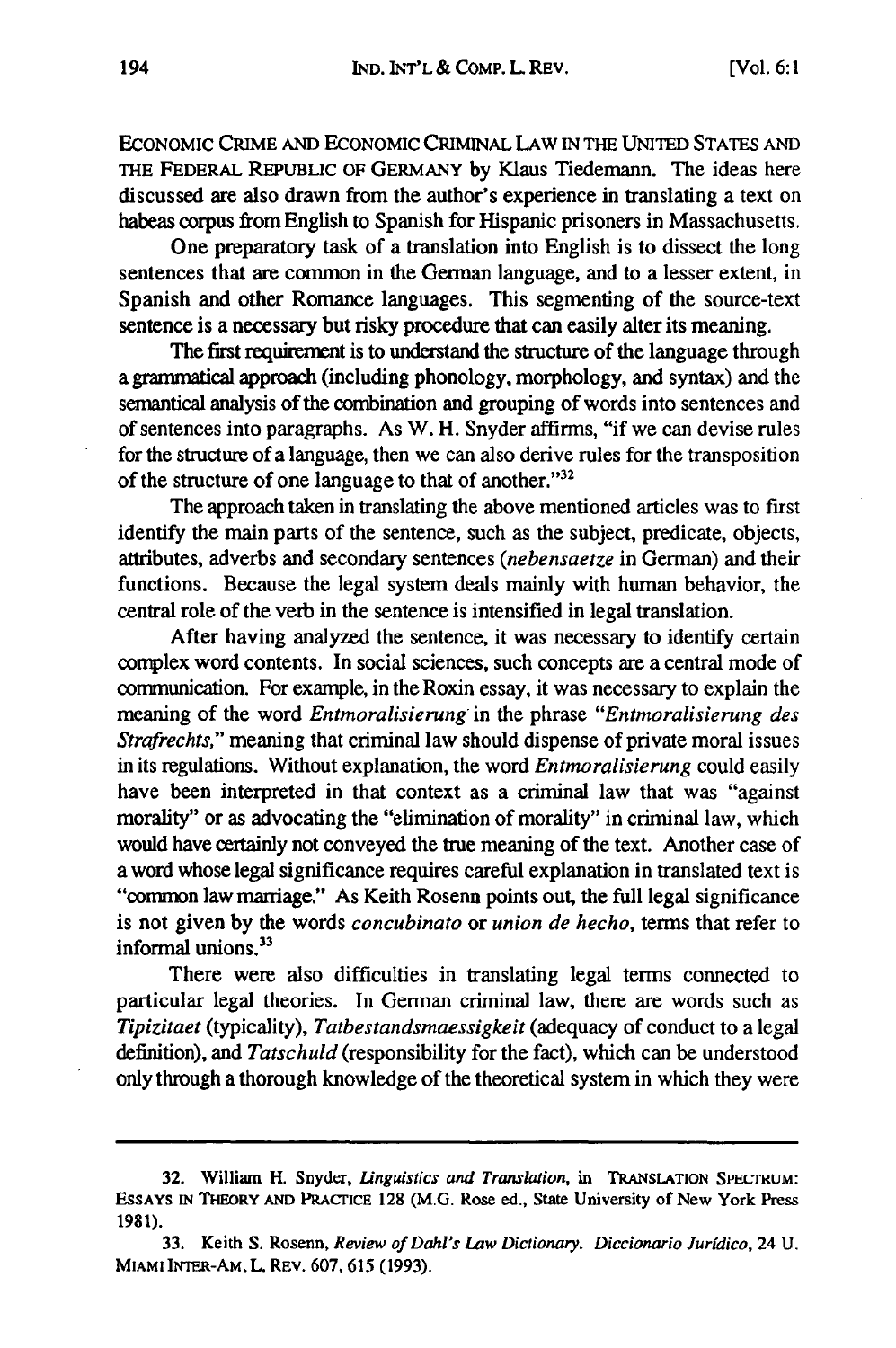ECONOMIC CRIME AND ECONOMIC CRIMINAL LAW IN THE UNITED STATES AND THE FEDERAL REPUBLIC OF GERMANY by Klaus Tiedemann. The ideas here discussed are also drawn from the author's experience in translating a text on habeas corpus from English to Spanish for Hispanic prisoners in Massachusetts.

One preparatory task of a translation into English is to dissect the long sentences that are common in the German language, and to a lesser extent, in Spanish and other Romance languages. This segmenting of the source-text sentence is a necessary but risky procedure that can easily alter its meaning.

The first requirement is to understand the structure of the language through a grammatical approach (including phonology, morphology, and syntax) and the semantical analysis of the combination and grouping of words into sentences and of sentences into paragraphs. As W. H. Snyder affirms, "if we can devise rules for the structure of a language, then we can also derive rules for the transposition of the structure of one language to that of another."[32]

The approach taken in translating the above mentioned articles was to first identify the main parts of the sentence, such as the subject, predicate, objects, attributes, adverbs and secondary sentences (*nebensaetze* in German) and their functions. Because the legal system deals mainly with human behavior, the central role of the verb in the sentence is intensified in legal translation.

After having analyzed the sentence, it was necessary to identify certain complex word contents. In social sciences, such concepts are a central mode of communication. For example, in the Roxin essay, it was necessary to explain the meaning of the word *Entmoralisierung* in the phrase "*Entmoralisierung des Strafrechts,*" meaning that criminal law should dispense of private moral issues in its regulations. Without explanation, the word *Entmoralisierung* could easily have been interpreted in that context as a criminal law that was "against morality" or as advocating the "elimination of morality" in criminal law, which would have certainly not conveyed the true meaning of the text. Another case of a word whose legal significance requires careful explanation in translated text is "common law marriage." As Keith Rosenn points out, the full legal significance is not given by the words *concubinato* or *union de hecho*, terms that refer to informal unions.[33]

There were also difficulties in translating legal terms connected to particular legal theories. In German criminal law, there are words such as *Tipizitaet* (typicality), *Tatbestandsmaessigkeit* (adequacy of conduct to a legal definition), and *Tatschuld* (responsibility for the fact), which can be understood only through a thorough knowledge of the theoretical system in which they were

---

32. William H. Snyder, *Linguistics and Translation*, in TRANSLATION SPECTRUM: ESSAYS IN THEORY AND PRACTICE 128 (M.G. Rose ed., State University of New York Press 1981).

33. Keith S. Rosenn, *Review of Dahl's Law Dictionary. Diccionario Jurídico*, 24 U. MIAMI INTER-AM. L. REV. 607, 615 (1993).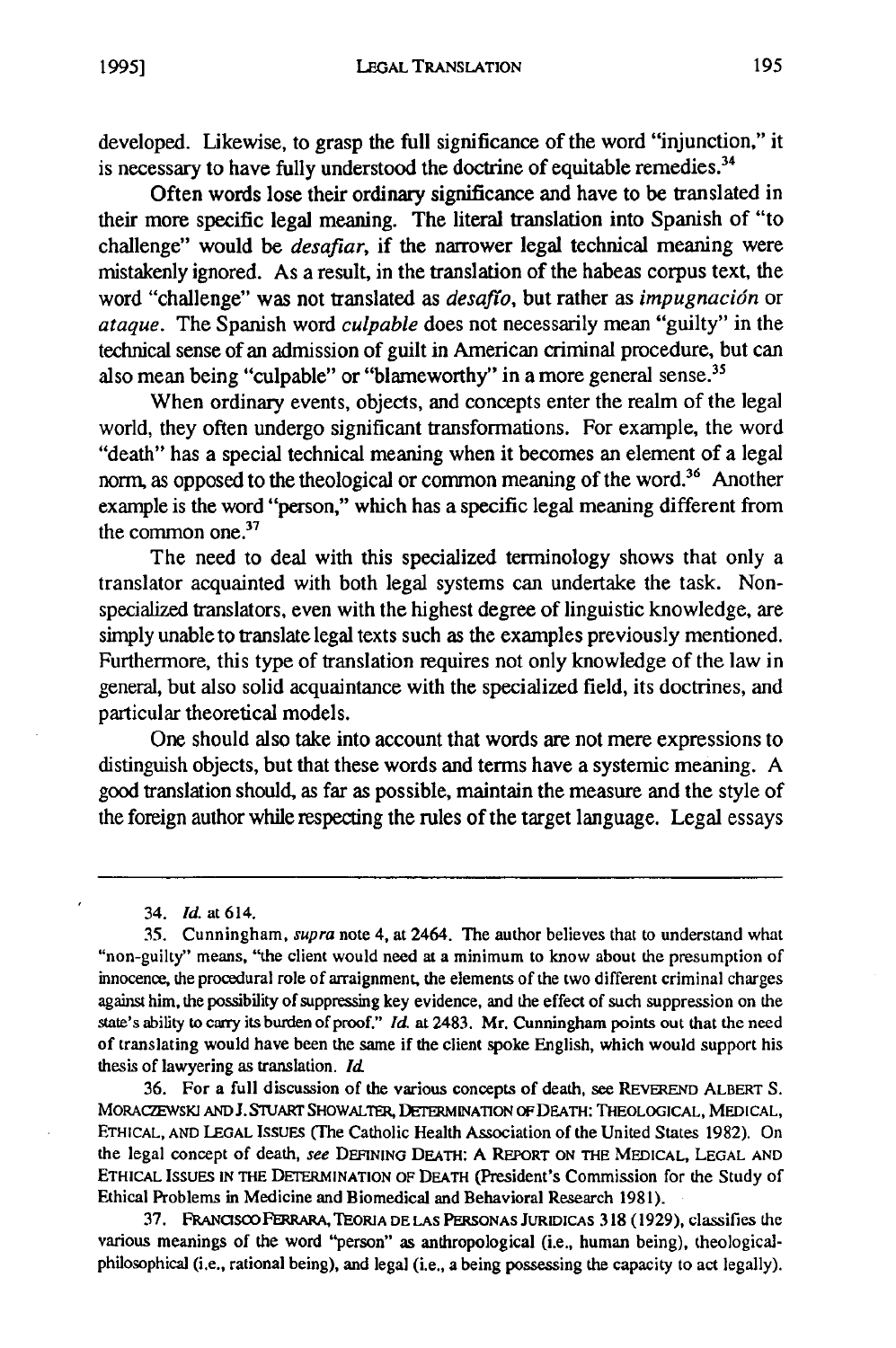developed. Likewise, to grasp the full significance of the word "injunction," it is necessary to have fully understood the doctrine of equitable remedies.[34]

Often words lose their ordinary significance and have to be translated in their more specific legal meaning. The literal translation into Spanish of "to challenge" would be *desafiar*, if the narrower legal technical meaning were mistakenly ignored. As a result, in the translation of the habeas corpus text, the word "challenge" was not translated as *desafío*, but rather as *impugnación* or *ataque*. The Spanish word *culpable* does not necessarily mean "guilty" in the technical sense of an admission of guilt in American criminal procedure, but can also mean being "culpable" or "blameworthy" in a more general sense.[35]

When ordinary events, objects, and concepts enter the realm of the legal world, they often undergo significant transformations. For example, the word "death" has a special technical meaning when it becomes an element of a legal norm, as opposed to the theological or common meaning of the word.[36] Another example is the word "person," which has a specific legal meaning different from the common one.[37]

The need to deal with this specialized terminology shows that only a translator acquainted with both legal systems can undertake the task. Non-specialized translators, even with the highest degree of linguistic knowledge, are simply unable to translate legal texts such as the examples previously mentioned. Furthermore, this type of translation requires not only knowledge of the law in general, but also solid acquaintance with the specialized field, its doctrines, and particular theoretical models.

One should also take into account that words are not mere expressions to distinguish objects, but that these words and terms have a systemic meaning. A good translation should, as far as possible, maintain the measure and the style of the foreign author while respecting the rules of the target language. Legal essays

---

34. *Id.* at 614.

35. Cunningham, *supra* note 4, at 2464. The author believes that to understand what "non-guilty" means, "the client would need at a minimum to know about the presumption of innocence, the procedural role of arraignment, the elements of the two different criminal charges against him, the possibility of suppressing key evidence, and the effect of such suppression on the state's ability to carry its burden of proof." *Id.* at 2483. Mr. Cunningham points out that the need of translating would have been the same if the client spoke English, which would support his thesis of lawyering as translation. *Id.*

36. For a full discussion of the various concepts of death, see REVEREND ALBERT S. MORACZEWSKI AND J. STUART SHOWALTER, DETERMINATION OF DEATH: THEOLOGICAL, MEDICAL, ETHICAL, AND LEGAL ISSUES (The Catholic Health Association of the United States 1982). On the legal concept of death, *see* DEFINING DEATH: A REPORT ON THE MEDICAL, LEGAL AND ETHICAL ISSUES IN THE DETERMINATION OF DEATH (President's Commission for the Study of Ethical Problems in Medicine and Biomedical and Behavioral Research 1981).

37. FRANCISCO FERRARA, TEORIA DE LAS PERSONAS JURIDICAS 318 (1929), classifies the various meanings of the word "person" as anthropological (i.e., human being), theological-philosophical (i.e., rational being), and legal (i.e., a being possessing the capacity to act legally).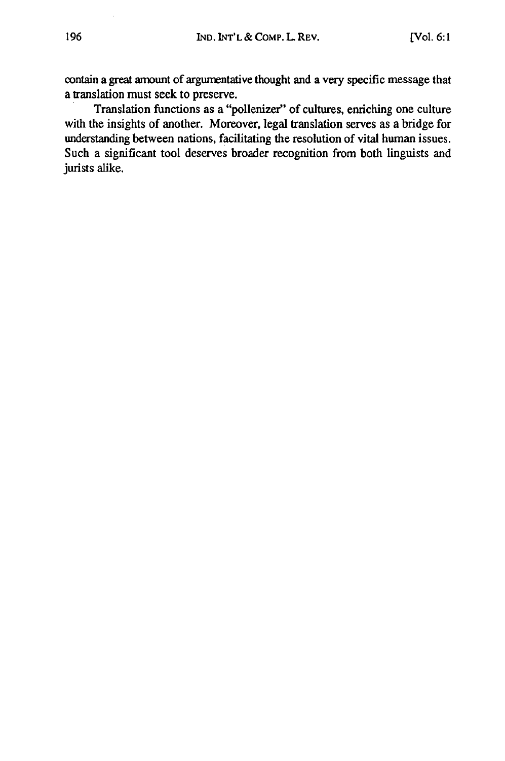contain a great amount of argumentative thought and a very specific message that a translation must seek to preserve.

Translation functions as a "pollenizer" of cultures, enriching one culture with the insights of another. Moreover, legal translation serves as a bridge for understanding between nations, facilitating the resolution of vital human issues. Such a significant tool deserves broader recognition from both linguists and jurists alike.